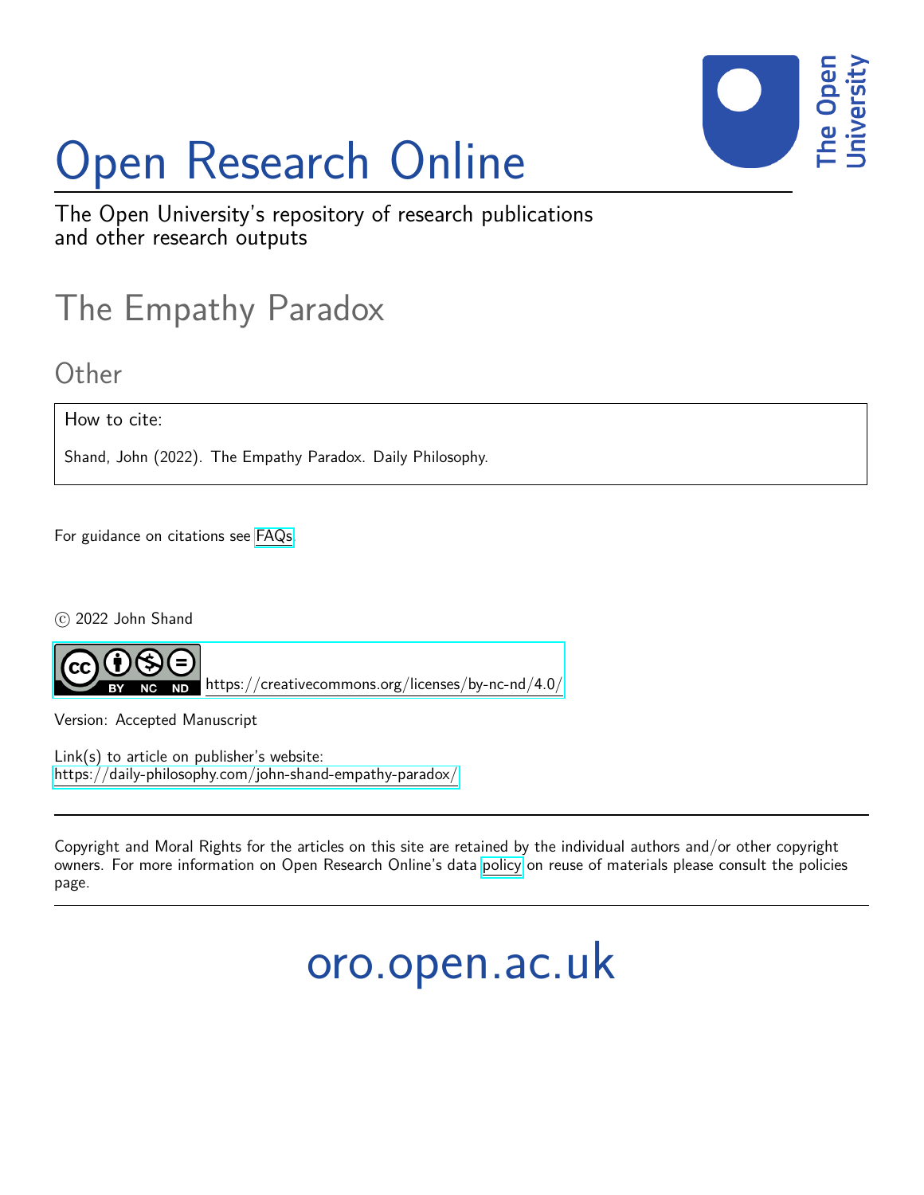# Open Research Online

The Open University's repository of research publications and other research outputs

## The Empathy Paradox

### Other

How to cite:

Shand, John (2022). The Empathy Paradox. Daily Philosophy.

For guidance on citations see FAQs.

© 2022 John Shand

https://creativecommons.org/licenses/by-nc-nd/4.0/

Version: Accepted Manuscript

Link(s) to article on publisher's website:
https://daily-philosophy.com/john-shand-empathy-paradox/

---

Copyright and Moral Rights for the articles on this site are retained by the individual authors and/or other copyright owners. For more information on Open Research Online's data policy on reuse of materials please consult the policies page.

---

oro.open.ac.uk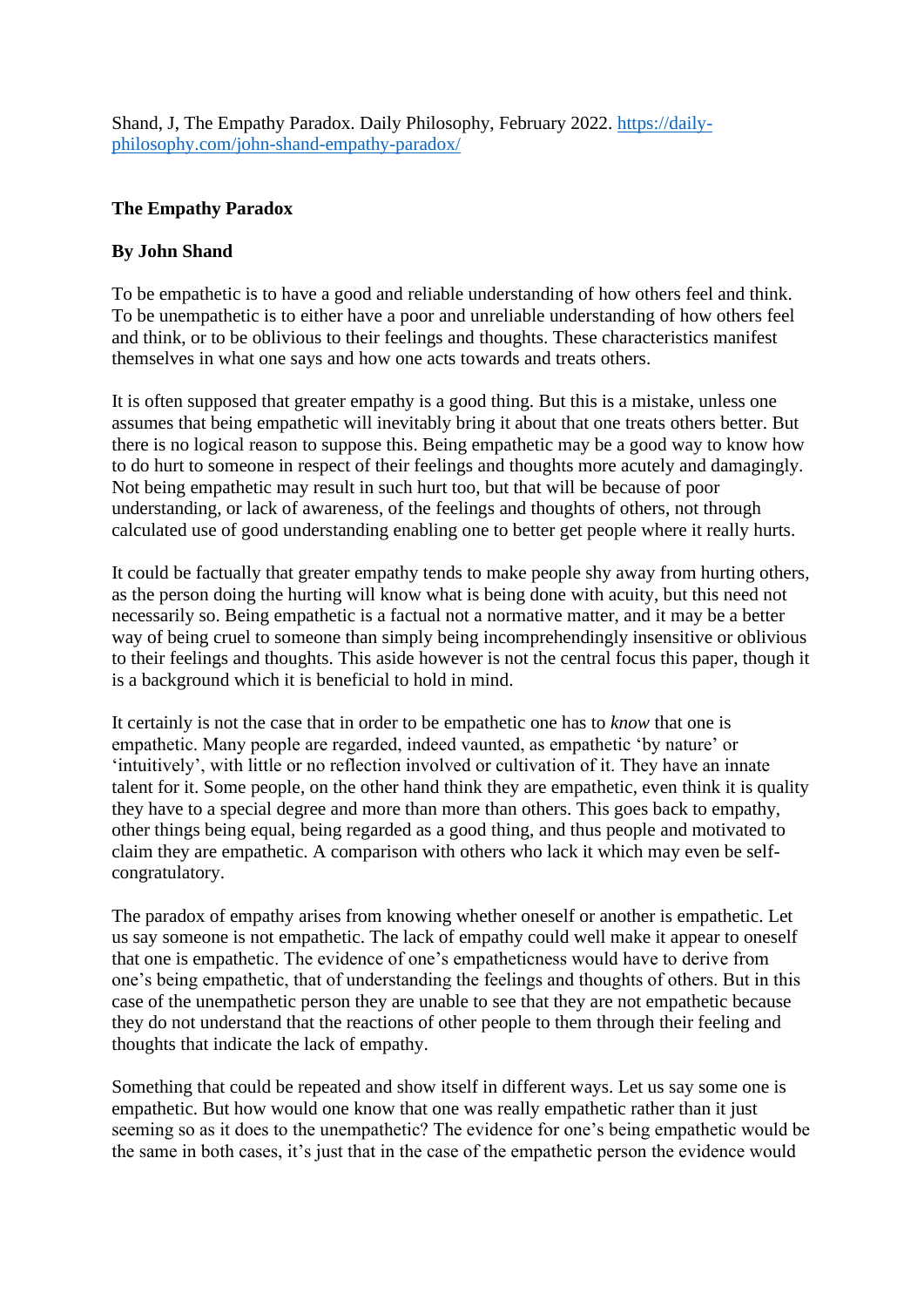Shand, J, The Empathy Paradox. Daily Philosophy, February 2022. [https://daily-philosophy.com/john-shand-empathy-paradox/](https://daily-philosophy.com/john-shand-empathy-paradox/)

**The Empathy Paradox**

**By John Shand**

To be empathetic is to have a good and reliable understanding of how others feel and think. To be unempathetic is to either have a poor and unreliable understanding of how others feel and think, or to be oblivious to their feelings and thoughts. These characteristics manifest themselves in what one says and how one acts towards and treats others.

It is often supposed that greater empathy is a good thing. But this is a mistake, unless one assumes that being empathetic will inevitably bring it about that one treats others better. But there is no logical reason to suppose this. Being empathetic may be a good way to know how to do hurt to someone in respect of their feelings and thoughts more acutely and damagingly. Not being empathetic may result in such hurt too, but that will be because of poor understanding, or lack of awareness, of the feelings and thoughts of others, not through calculated use of good understanding enabling one to better get people where it really hurts.

It could be factually that greater empathy tends to make people shy away from hurting others, as the person doing the hurting will know what is being done with acuity, but this need not necessarily so. Being empathetic is a factual not a normative matter, and it may be a better way of being cruel to someone than simply being incomprehendingly insensitive or oblivious to their feelings and thoughts. This aside however is not the central focus this paper, though it is a background which it is beneficial to hold in mind.

It certainly is not the case that in order to be empathetic one has to *know* that one is empathetic. Many people are regarded, indeed vaunted, as empathetic 'by nature' or 'intuitively', with little or no reflection involved or cultivation of it. They have an innate talent for it. Some people, on the other hand think they are empathetic, even think it is quality they have to a special degree and more than more than others. This goes back to empathy, other things being equal, being regarded as a good thing, and thus people and motivated to claim they are empathetic. A comparison with others who lack it which may even be self-congratulatory.

The paradox of empathy arises from knowing whether oneself or another is empathetic. Let us say someone is not empathetic. The lack of empathy could well make it appear to oneself that one is empathetic. The evidence of one's empatheticness would have to derive from one's being empathetic, that of understanding the feelings and thoughts of others. But in this case of the unempathetic person they are unable to see that they are not empathetic because they do not understand that the reactions of other people to them through their feeling and thoughts that indicate the lack of empathy.

Something that could be repeated and show itself in different ways. Let us say some one is empathetic. But how would one know that one was really empathetic rather than it just seeming so as it does to the unempathetic? The evidence for one's being empathetic would be the same in both cases, it's just that in the case of the empathetic person the evidence would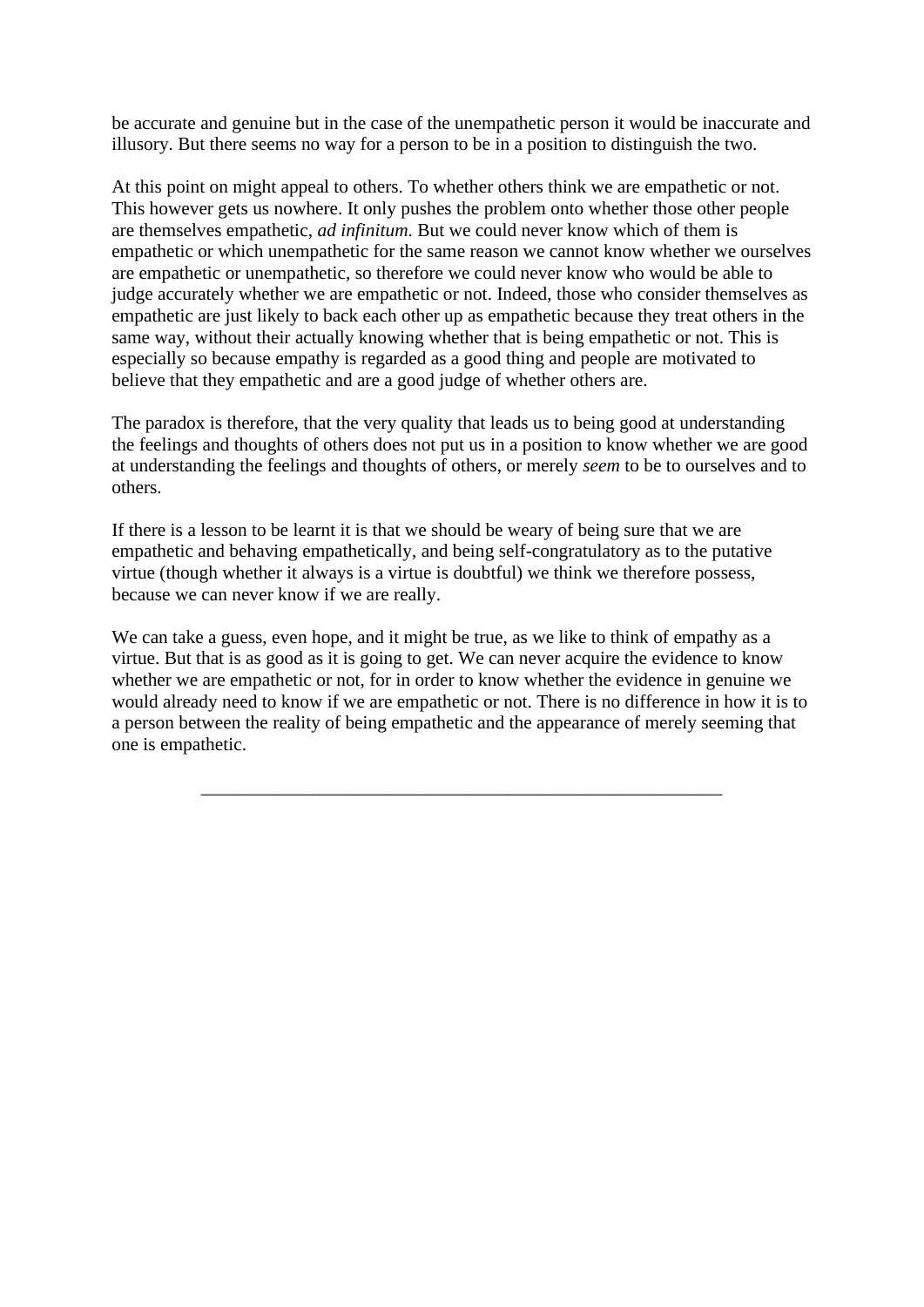be accurate and genuine but in the case of the unempathetic person it would be inaccurate and illusory. But there seems no way for a person to be in a position to distinguish the two.

At this point on might appeal to others. To whether others think we are empathetic or not. This however gets us nowhere. It only pushes the problem onto whether those other people are themselves empathetic, *ad infinitum*. But we could never know which of them is empathetic or which unempathetic for the same reason we cannot know whether we ourselves are empathetic or unempathetic, so therefore we could never know who would be able to judge accurately whether we are empathetic or not. Indeed, those who consider themselves as empathetic are just likely to back each other up as empathetic because they treat others in the same way, without their actually knowing whether that is being empathetic or not. This is especially so because empathy is regarded as a good thing and people are motivated to believe that they empathetic and are a good judge of whether others are.

The paradox is therefore, that the very quality that leads us to being good at understanding the feelings and thoughts of others does not put us in a position to know whether we are good at understanding the feelings and thoughts of others, or merely *seem* to be to ourselves and to others.

If there is a lesson to be learnt it is that we should be weary of being sure that we are empathetic and behaving empathetically, and being self-congratulatory as to the putative virtue (though whether it always is a virtue is doubtful) we think we therefore possess, because we can never know if we are really.

We can take a guess, even hope, and it might be true, as we like to think of empathy as a virtue. But that is as good as it is going to get. We can never acquire the evidence to know whether we are empathetic or not, for in order to know whether the evidence in genuine we would already need to know if we are empathetic or not. There is no difference in how it is to a person between the reality of being empathetic and the appearance of merely seeming that one is empathetic.

---